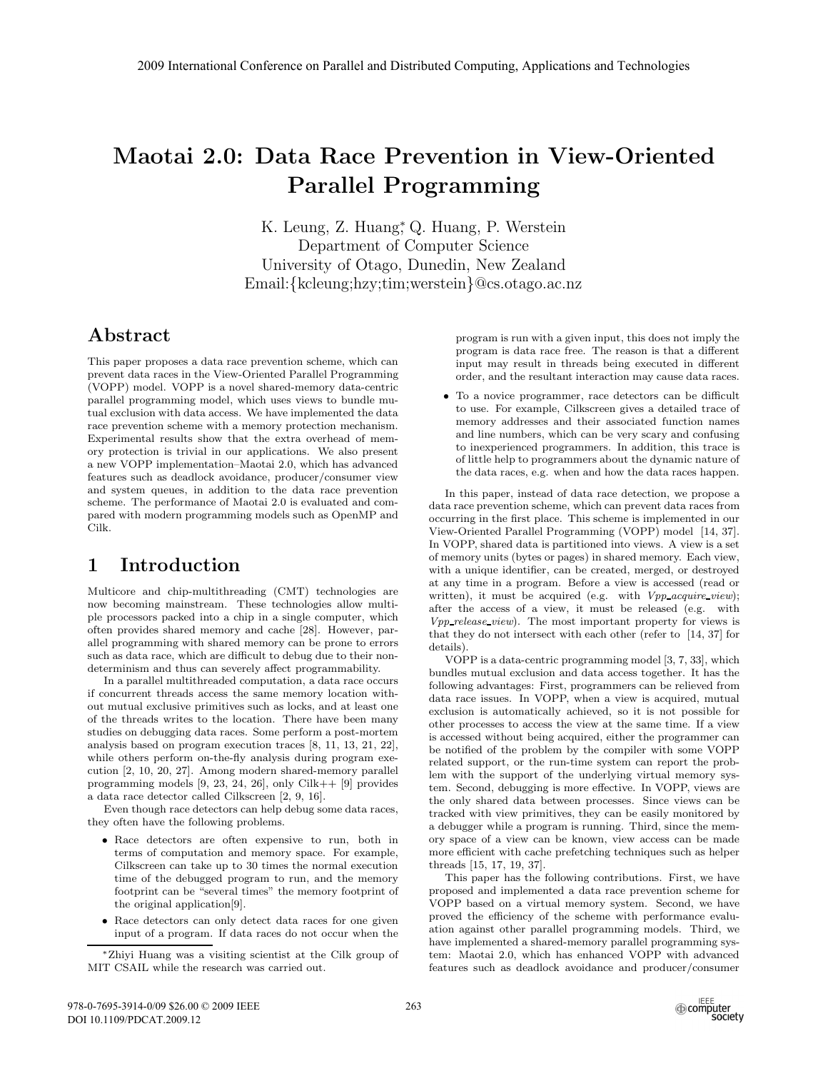# Maotai 2.0: Data Race Prevention in View-Oriented Parallel Programming

K. Leung, Z. Huang[*], Q. Huang, P. Werstein
Department of Computer Science
University of Otago, Dunedin, New Zealand
Email:{kcleung;hzy;tim;werstein}@cs.otago.ac.nz

## Abstract

This paper proposes a data race prevention scheme, which can prevent data races in the View-Oriented Parallel Programming (VOPP) model. VOPP is a novel shared-memory data-centric parallel programming model, which uses views to bundle mutual exclusion with data access. We have implemented the data race prevention scheme with a memory protection mechanism. Experimental results show that the extra overhead of memory protection is trivial in our applications. We also present a new VOPP implementation–Maotai 2.0, which has advanced features such as deadlock avoidance, producer/consumer view and system queues, in addition to the data race prevention scheme. The performance of Maotai 2.0 is evaluated and compared with modern programming models such as OpenMP and Cilk.

## 1 Introduction

Multicore and chip-multithreading (CMT) technologies are now becoming mainstream. These technologies allow multiple processors packed into a chip in a single computer, which often provides shared memory and cache [28]. However, parallel programming with shared memory can be prone to errors such as data race, which are difficult to debug due to their nondeterminism and thus can severely affect programmability.

In a parallel multithreaded computation, a data race occurs if concurrent threads access the same memory location without mutual exclusive primitives such as locks, and at least one of the threads writes to the location. There have been many studies on debugging data races. Some perform a post-mortem analysis based on program execution traces [8, 11, 13, 21, 22], while others perform on-the-fly analysis during program execution [2, 10, 20, 27]. Among modern shared-memory parallel programming models [9, 23, 24, 26], only Cilk++ [9] provides a data race detector called Cilkscreen [2, 9, 16].

Even though race detectors can help debug some data races, they often have the following problems.

- Race detectors are often expensive to run, both in terms of computation and memory space. For example, Cilkscreen can take up to 30 times the normal execution time of the debugged program to run, and the memory footprint can be "several times" the memory footprint of the original application[9].
- Race detectors can only detect data races for one given input of a program. If data races do not occur when the program is run with a given input, this does not imply the program is data race free. The reason is that a different input may result in threads being executed in different order, and the resultant interaction may cause data races.
- To a novice programmer, race detectors can be difficult to use. For example, Cilkscreen gives a detailed trace of memory addresses and their associated function names and line numbers, which can be very scary and confusing to inexperienced programmers. In addition, this trace is of little help to programmers about the dynamic nature of the data races, e.g. when and how the data races happen.

In this paper, instead of data race detection, we propose a data race prevention scheme, which can prevent data races from occurring in the first place. This scheme is implemented in our View-Oriented Parallel Programming (VOPP) model [14, 37]. In VOPP, shared data is partitioned into views. A view is a set of memory units (bytes or pages) in shared memory. Each view, with a unique identifier, can be created, merged, or destroyed at any time in a program. Before a view is accessed (read or written), it must be acquired (e.g. with *Vpp_acquire_view*); after the access of a view, it must be released (e.g. with *Vpp_release_view*). The most important property for views is that they do not intersect with each other (refer to [14, 37] for details).

VOPP is a data-centric programming model [3, 7, 33], which bundles mutual exclusion and data access together. It has the following advantages: First, programmers can be relieved from data race issues. In VOPP, when a view is acquired, mutual exclusion is automatically achieved, so it is not possible for other processes to access the view at the same time. If a view is accessed without being acquired, either the programmer can be notified of the problem by the compiler with some VOPP related support, or the run-time system can report the problem with the support of the underlying virtual memory system. Second, debugging is more effective. In VOPP, views are the only shared data between processes. Since views can be tracked with view primitives, they can be easily monitored by a debugger while a program is running. Third, since the memory space of a view can be known, view access can be made more efficient with cache prefetching techniques such as helper threads [15, 17, 19, 37].

This paper has the following contributions. First, we have proposed and implemented a data race prevention scheme for VOPP based on a virtual memory system. Second, we have proved the efficiency of the scheme with performance evaluation against other parallel programming models. Third, we have implemented a shared-memory parallel programming system: Maotai 2.0, which has enhanced VOPP with advanced features such as deadlock avoidance and producer/consumer

[*]Zhiyi Huang was a visiting scientist at the Cilk group of MIT CSAIL while the research was carried out.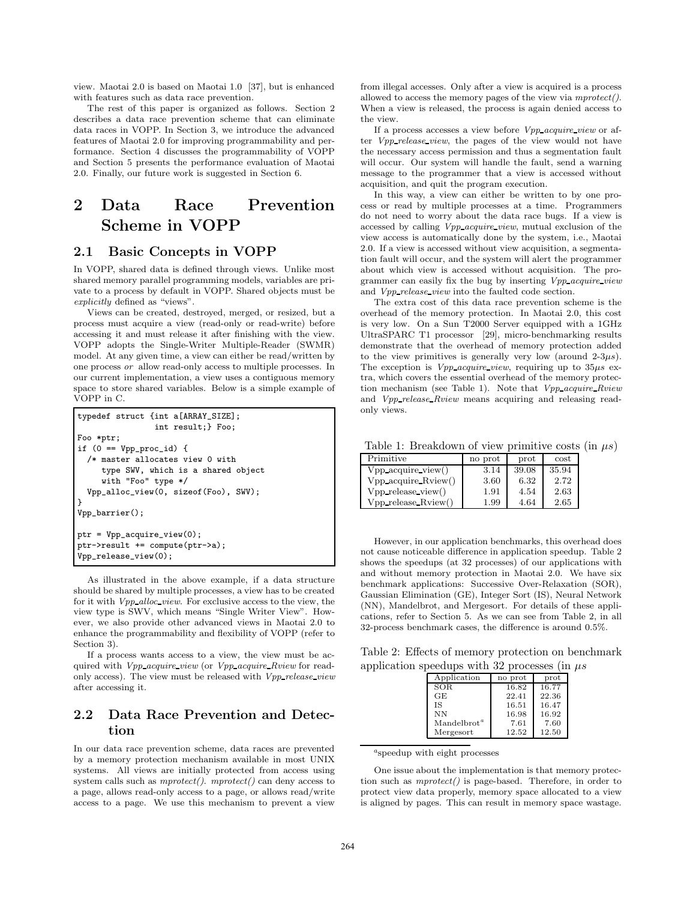view. Maotai 2.0 is based on Maotai 1.0 [37], but is enhanced with features such as data race prevention.

The rest of this paper is organized as follows. Section 2 describes a data race prevention scheme that can eliminate data races in VOPP. In Section 3, we introduce the advanced features of Maotai 2.0 for improving programmability and performance. Section 4 discusses the programmability of VOPP and Section 5 presents the performance evaluation of Maotai 2.0. Finally, our future work is suggested in Section 6.

# 2 Data Race Prevention Scheme in VOPP

## 2.1 Basic Concepts in VOPP

In VOPP, shared data is defined through views. Unlike most shared memory parallel programming models, variables are private to a process by default in VOPP. Shared objects must be *explicitly* defined as "views".

Views can be created, destroyed, merged, or resized, but a process must acquire a view (read-only or read-write) before accessing it and must release it after finishing with the view. VOPP adopts the Single-Writer Multiple-Reader (SWMR) model. At any given time, a view can either be read/written by one process *or* allow read-only access to multiple processes. In our current implementation, a view uses a contiguous memory space to store shared variables. Below is a simple example of VOPP in C.

```
typedef struct {int a[ARRAY_SIZE];
                int result;} Foo;
Foo *ptr;
if (0 == Vpp_proc_id) {
  /* master allocates view 0 with
     type SWV, which is a shared object
     with "Foo" type */
  Vpp_alloc_view(0, sizeof(Foo), SWV);
}
Vpp_barrier();

ptr = Vpp_acquire_view(0);
ptr->result += compute(ptr->a);
Vpp_release_view(0);
```

As illustrated in the above example, if a data structure should be shared by multiple processes, a view has to be created for it with *Vpp_alloc_view*. For exclusive access to the view, the view type is SWV, which means "Single Writer View". However, we also provide other advanced views in Maotai 2.0 to enhance the programmability and flexibility of VOPP (refer to Section 3).

If a process wants access to a view, the view must be acquired with *Vpp_acquire_view* (or *Vpp_acquire_Rview* for read-only access). The view must be released with *Vpp_release_view* after accessing it.

## 2.2 Data Race Prevention and Detection

In our data race prevention scheme, data races are prevented by a memory protection mechanism available in most UNIX systems. All views are initially protected from access using system calls such as *mprotect()*. *mprotect()* can deny access to a page, allows read-only access to a page, or allows read/write access to a page. We use this mechanism to prevent a view from illegal accesses. Only after a view is acquired is a process allowed to access the memory pages of the view via *mprotect()*. When a view is released, the process is again denied access to the view.

If a process accesses a view before *Vpp_acquire_view* or after *Vpp_release_view*, the pages of the view would not have the necessary access permission and thus a segmentation fault will occur. Our system will handle the fault, send a warning message to the programmer that a view is accessed without acquisition, and quit the program execution.

In this way, a view can either be written to by one process or read by multiple processes at a time. Programmers do not need to worry about the data race bugs. If a view is accessed by calling *Vpp_acquire_view*, mutual exclusion of the view access is automatically done by the system, i.e., Maotai 2.0. If a view is accessed without view acquisition, a segmentation fault will occur, and the system will alert the programmer about which view is accessed without acquisition. The programmer can easily fix the bug by inserting *Vpp_acquire_view* and *Vpp_release_view* into the faulted code section.

The extra cost of this data race prevention scheme is the overhead of the memory protection. In Maotai 2.0, this cost is very low. On a Sun T2000 Server equipped with a 1GHz UltraSPARC T1 processor [29], micro-benchmarking results demonstrate that the overhead of memory protection added to the view primitives is generally very low (around 2-3$\mu s$). The exception is *Vpp_acquire_view*, requiring up to 35$\mu s$ extra, which covers the essential overhead of the memory protection mechanism (see Table 1). Note that *Vpp_acquire_Rview* and *Vpp_release_Rview* means acquiring and releasing read-only views.

Table 1: Breakdown of view primitive costs (in $\mu s$)

| Primitive | no prot | prot | cost |
|---|---|---|---|
| Vpp_acquire_view() | 3.14 | 39.08 | 35.94 |
| Vpp_acquire_Rview() | 3.60 | 6.32 | 2.72 |
| Vpp_release_view() | 1.91 | 4.54 | 2.63 |
| Vpp_release_Rview() | 1.99 | 4.64 | 2.65 |

However, in our application benchmarks, this overhead does not cause noticeable difference in application speedup. Table 2 shows the speedups (at 32 processes) of our applications with and without memory protection in Maotai 2.0. We have six benchmark applications: Successive Over-Relaxation (SOR), Gaussian Elimination (GE), Integer Sort (IS), Neural Network (NN), Mandelbrot, and Mergesort. For details of these applications, refer to Section 5. As we can see from Table 2, in all 32-process benchmark cases, the difference is around 0.5%.

Table 2: Effects of memory protection on benchmark application speedups with 32 processes (in $\mu s$

| Application | no prot | prot |
|---|---|---|
| SOR | 16.82 | 16.77 |
| GE | 22.41 | 22.36 |
| IS | 16.51 | 16.47 |
| NN | 16.98 | 16.92 |
| Mandelbrot[a] | 7.61 | 7.60 |
| Mergesort | 12.52 | 12.50 |

[a] speedup with eight processes

One issue about the implementation is that memory protection such as *mprotect()* is page-based. Therefore, in order to protect view data properly, memory space allocated to a view is aligned by pages. This can result in memory space wastage.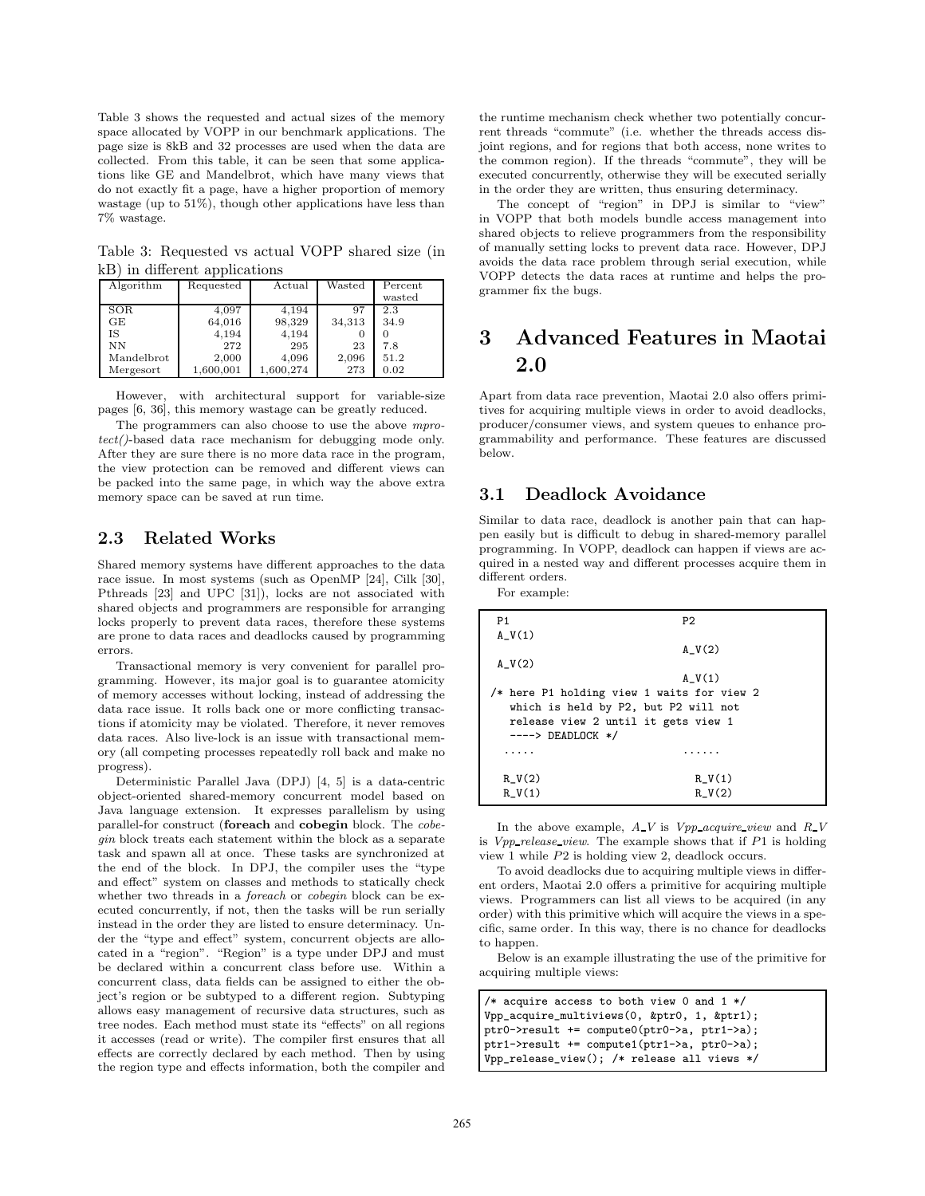Table 3 shows the requested and actual sizes of the memory space allocated by VOPP in our benchmark applications. The page size is 8kB and 32 processes are used when the data are collected. From this table, it can be seen that some applications like GE and Mandelbrot, which have many views that do not exactly fit a page, have a higher proportion of memory wastage (up to 51%), though other applications have less than 7% wastage.

Table 3: Requested vs actual VOPP shared size (in kB) in different applications

| Algorithm | Requested | Actual | Wasted | Percent wasted |
|---|---|---|---|---|
| SOR | 4,097 | 4,194 | 97 | 2.3 |
| GE | 64,016 | 98,329 | 34,313 | 34.9 |
| IS | 4,194 | 4,194 | 0 | 0 |
| NN | 272 | 295 | 23 | 7.8 |
| Mandelbrot | 2,000 | 4,096 | 2,096 | 51.2 |
| Mergesort | 1,600,001 | 1,600,274 | 273 | 0.02 |

However, with architectural support for variable-size pages [6, 36], this memory wastage can be greatly reduced.

The programmers can also choose to use the above *mprotect()*-based data race mechanism for debugging mode only. After they are sure there is no more data race in the program, the view protection can be removed and different views can be packed into the same page, in which way the above extra memory space can be saved at run time.

## 2.3 Related Works

Shared memory systems have different approaches to the data race issue. In most systems (such as OpenMP [24], Cilk [30], Pthreads [23] and UPC [31]), locks are not associated with shared objects and programmers are responsible for arranging locks properly to prevent data races, therefore these systems are prone to data races and deadlocks caused by programming errors.

Transactional memory is very convenient for parallel programming. However, its major goal is to guarantee atomicity of memory accesses without locking, instead of addressing the data race issue. It rolls back one or more conflicting transactions if atomicity may be violated. Therefore, it never removes data races. Also live-lock is an issue with transactional memory (all competing processes repeatedly roll back and make no progress).

Deterministic Parallel Java (DPJ) [4, 5] is a data-centric object-oriented shared-memory concurrent model based on Java language extension. It expresses parallelism by using parallel-for construct (**foreach** and **cobegin** block. The *cobegin* block treats each statement within the block as a separate task and spawn all at once. These tasks are synchronized at the end of the block. In DPJ, the compiler uses the "type and effect" system on classes and methods to statically check whether two threads in a *foreach* or *cobegin* block can be executed concurrently, if not, then the tasks will be run serially instead in the order they are listed to ensure determinacy. Under the "type and effect" system, concurrent objects are allocated in a "region". "Region" is a type under DPJ and must be declared within a concurrent class before use. Within a concurrent class, data fields can be assigned to either the object's region or be subtyped to a different region. Subtyping allows easy management of recursive data structures, such as tree nodes. Each method must state its "effects" on all regions it accesses (read or write). The compiler first ensures that all effects are correctly declared by each method. Then by using the region type and effects information, both the compiler and the runtime mechanism check whether two potentially concurrent threads "commute" (i.e. whether the threads access disjoint regions, and for regions that both access, none writes to the common region). If the threads "commute", they will be executed concurrently, otherwise they will be executed serially in the order they are written, thus ensuring determinacy.

The concept of "region" in DPJ is similar to "view" in VOPP that both models bundle access management into shared objects to relieve programmers from the responsibility of manually setting locks to prevent data race. However, DPJ avoids the data race problem through serial execution, while VOPP detects the data races at runtime and helps the programmer fix the bugs.

# 3 Advanced Features in Maotai 2.0

Apart from data race prevention, Maotai 2.0 also offers primitives for acquiring multiple views in order to avoid deadlocks, producer/consumer views, and system queues to enhance programmability and performance. These features are discussed below.

## 3.1 Deadlock Avoidance

Similar to data race, deadlock is another pain that can happen easily but is difficult to debug in shared-memory parallel programming. In VOPP, deadlock can happen if views are acquired in a nested way and different processes acquire them in different orders.

For example:

```
P1                          P2
A_V(1)
                            A_V(2)
A_V(2)
                            A_V(1)
/* here P1 holding view 1 waits for view 2
   which is held by P2, but P2 will not
   release view 2 until it gets view 1
   ----> DEADLOCK */
 .....                      ......

 R_V(2)                      R_V(1)
 R_V(1)                      R_V(2)
```

In the above example, *A_V* is *Vpp_acquire_view* and *R_V* is *Vpp_release_view*. The example shows that if $P1$ is holding view 1 while $P2$ is holding view 2, deadlock occurs.

To avoid deadlocks due to acquiring multiple views in different orders, Maotai 2.0 offers a primitive for acquiring multiple views. Programmers can list all views to be acquired (in any order) with this primitive which will acquire the views in a specific, same order. In this way, there is no chance for deadlocks to happen.

Below is an example illustrating the use of the primitive for acquiring multiple views:

```
/* acquire access to both view 0 and 1 */
Vpp_acquire_multiviews(0, &ptr0, 1, &ptr1);
ptr0->result += compute0(ptr0->a, ptr1->a);
ptr1->result += compute1(ptr1->a, ptr0->a);
Vpp_release_view(); /* release all views */
```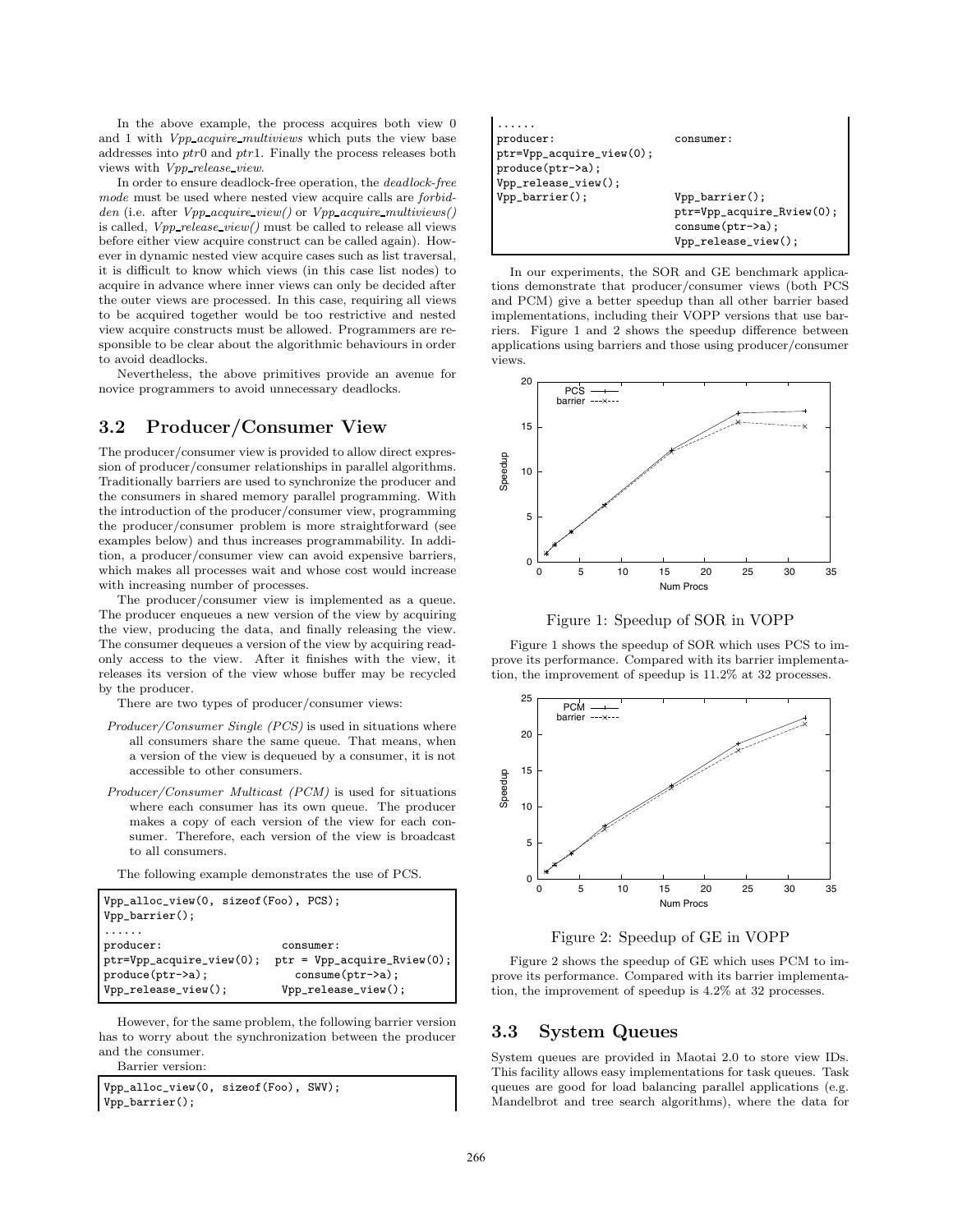In the above example, the process acquires both view 0 and 1 with *Vpp_acquire_multiviews* which puts the view base addresses into *ptr*0 and *ptr*1. Finally the process releases both views with *Vpp_release_view*.

In order to ensure deadlock-free operation, the *deadlock-free mode* must be used where nested view acquire calls are *forbidden* (i.e. after *Vpp_acquire_view()* or *Vpp_acquire_multiviews()* is called, *Vpp_release_view()* must be called to release all views before either view acquire construct can be called again). However in dynamic nested view acquire cases such as list traversal, it is difficult to know which views (in this case list nodes) to acquire in advance where inner views can only be decided after the outer views are processed. In this case, requiring all views to be acquired together would be too restrictive and nested view acquire constructs must be allowed. Programmers are responsible to be clear about the algorithmic behaviours in order to avoid deadlocks.

Nevertheless, the above primitives provide an avenue for novice programmers to avoid unnecessary deadlocks.

## 3.2 Producer/Consumer View

The producer/consumer view is provided to allow direct expression of producer/consumer relationships in parallel algorithms. Traditionally barriers are used to synchronize the producer and the consumers in shared memory parallel programming. With the introduction of the producer/consumer view, programming the producer/consumer problem is more straightforward (see examples below) and thus increases programmability. In addition, a producer/consumer view can avoid expensive barriers, which makes all processes wait and whose cost would increase with increasing number of processes.

The producer/consumer view is implemented as a queue. The producer enqueues a new version of the view by acquiring the view, producing the data, and finally releasing the view. The consumer dequeues a version of the view by acquiring read-only access to the view. After it finishes with the view, it releases its version of the view whose buffer may be recycled by the producer.

There are two types of producer/consumer views:

*Producer/Consumer Single (PCS)* is used in situations where all consumers share the same queue. That means, when a version of the view is dequeued by a consumer, it is not accessible to other consumers.

*Producer/Consumer Multicast (PCM)* is used for situations where each consumer has its own queue. The producer makes a copy of each version of the view for each consumer. Therefore, each version of the view is broadcast to all consumers.

The following example demonstrates the use of PCS.

```
Vpp_alloc_view(0, sizeof(Foo), PCS);
Vpp_barrier();
......
producer:                   consumer:
ptr=Vpp_acquire_view(0);  ptr = Vpp_acquire_Rview(0);
produce(ptr->a);             consume(ptr->a);
Vpp_release_view();         Vpp_release_view();
```

However, for the same problem, the following barrier version has to worry about the synchronization between the producer and the consumer.

Barrier version:

```
Vpp_alloc_view(0, sizeof(Foo), SWV);
Vpp_barrier();
......
producer:                    consumer:
ptr=Vpp_acquire_view(0);
produce(ptr->a);
Vpp_release_view();
Vpp_barrier();               Vpp_barrier();
                             ptr=Vpp_acquire_Rview(0);
                             consume(ptr->a);
                             Vpp_release_view();
```

In our experiments, the SOR and GE benchmark applications demonstrate that producer/consumer views (both PCS and PCM) give a better speedup than all other barrier based implementations, including their VOPP versions that use barriers. Figure 1 and 2 shows the speedup difference between applications using barriers and those using producer/consumer views.

Figure 1: Speedup of SOR in VOPP

Figure 1 shows the speedup of SOR which uses PCS to improve its performance. Compared with its barrier implementation, the improvement of speedup is 11.2% at 32 processes.

Figure 2: Speedup of GE in VOPP

Figure 2 shows the speedup of GE which uses PCM to improve its performance. Compared with its barrier implementation, the improvement of speedup is 4.2% at 32 processes.

## 3.3 System Queues

System queues are provided in Maotai 2.0 to store view IDs. This facility allows easy implementations for task queues. Task queues are good for load balancing parallel applications (e.g. Mandelbrot and tree search algorithms), where the data for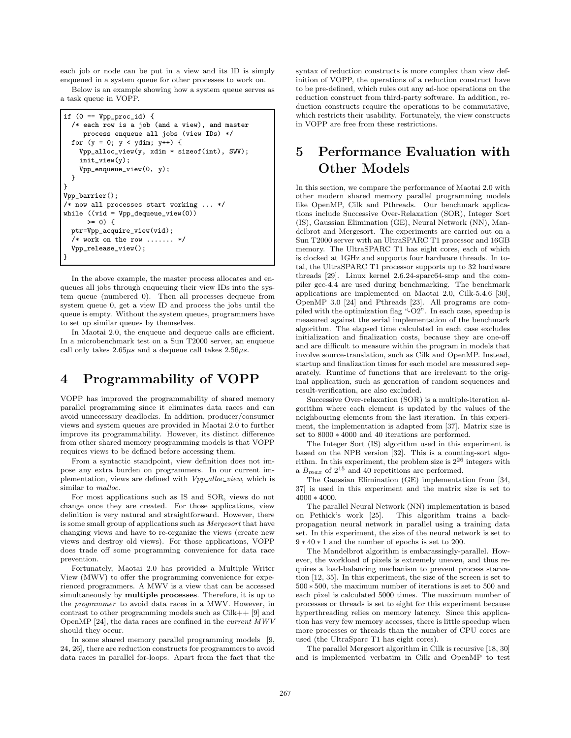each job or node can be put in a view and its ID is simply enqueued in a system queue for other processes to work on.

Below is an example showing how a system queue serves as a task queue in VOPP.

```
if (0 == Vpp_proc_id) {
  /* each row is a job (and a view), and master
     process enqueue all jobs (view IDs) */
  for (y = 0; y < ydim; y++) {
    Vpp_alloc_view(y, xdim * sizeof(int), SWV);
    init_view(y);
    Vpp_enqueue_view(0, y);
  }
}
Vpp_barrier();
/* now all processes start working ... */
while ((vid = Vpp_dequeue_view(0))
      >= 0) {
  ptr=Vpp_acquire_view(vid);
  /* work on the row ....... */
  Vpp_release_view();
}
```

In the above example, the master process allocates and enqueues all jobs through enqueuing their view IDs into the system queue (numbered 0). Then all processes dequeue from system queue 0, get a view ID and process the jobs until the queue is empty. Without the system queues, programmers have to set up similar queues by themselves.

In Maotai 2.0, the enqueue and dequeue calls are efficient. In a microbenchmark test on a Sun T2000 server, an enqueue call only takes $2.65\mu s$ and a dequeue call takes $2.56\mu s$.

# 4 Programmability of VOPP

VOPP has improved the programmability of shared memory parallel programming since it eliminates data races and can avoid unnecessary deadlocks. In addition, producer/consumer views and system queues are provided in Maotai 2.0 to further improve its programmability. However, its distinct difference from other shared memory programming models is that VOPP requires views to be defined before accessing them.

From a syntactic standpoint, view definition does not impose any extra burden on programmers. In our current implementation, views are defined with *Vpp_alloc_view*, which is similar to *malloc*.

For most applications such as IS and SOR, views do not change once they are created. For those applications, view definition is very natural and straightforward. However, there is some small group of applications such as *Mergesort* that have changing views and have to re-organize the views (create new views and destroy old views). For those applications, VOPP does trade off some programming convenience for data race prevention.

Fortunately, Maotai 2.0 has provided a Multiple Writer View (MWV) to offer the programming convenience for experienced programmers. A MWV is a view that can be accessed simultaneously by **multiple processes**. Therefore, it is up to the *programmer* to avoid data races in a MWV. However, in contrast to other programming models such as Cilk++ [9] and OpenMP [24], the data races are confined in the *current MWV* should they occur.

In some shared memory parallel programming models [9, 24, 26], there are reduction constructs for programmers to avoid data races in parallel for-loops. Apart from the fact that the syntax of reduction constructs is more complex than view definition of VOPP, the operations of a reduction construct have to be pre-defined, which rules out any ad-hoc operations on the reduction construct from third-party software. In addition, reduction constructs require the operations to be commutative, which restricts their usability. Fortunately, the view constructs in VOPP are free from these restrictions.

# 5 Performance Evaluation with Other Models

In this section, we compare the performance of Maotai 2.0 with other modern shared memory parallel programming models like OpenMP, Cilk and Pthreads. Our benchmark applications include Successive Over-Relaxation (SOR), Integer Sort (IS), Gaussian Elimination (GE), Neural Network (NN), Mandelbrot and Mergesort. The experiments are carried out on a Sun T2000 server with an UltraSPARC T1 processor and 16GB memory. The UltraSPARC T1 has eight cores, each of which is clocked at 1GHz and supports four hardware threads. In total, the UltraSPARC T1 processor supports up to 32 hardware threads [29]. Linux kernel 2.6.24-sparc64-smp and the compiler gcc-4.4 are used during benchmarking. The benchmark applications are implemented on Maotai 2.0, Cilk-5.4.6 [30], OpenMP 3.0 [24] and Pthreads [23]. All programs are compiled with the optimization flag "-O2". In each case, speedup is measured against the serial implementation of the benchmark algorithm. The elapsed time calculated in each case excludes initialization and finalization costs, because they are one-off and are difficult to measure within the program in models that involve source-translation, such as Cilk and OpenMP. Instead, startup and finalization times for each model are measured separately. Runtime of functions that are irrelevant to the original application, such as generation of random sequences and result-verification, are also excluded.

Successive Over-relaxation (SOR) is a multiple-iteration algorithm where each element is updated by the values of the neighbouring elements from the last iteration. In this experiment, the implementation is adapted from [37]. Matrix size is set to $8000 * 4000$ and 40 iterations are performed.

The Integer Sort (IS) algorithm used in this experiment is based on the NPB version [32]. This is a counting-sort algorithm. In this experiment, the problem size is $2^{26}$ integers with a $B_{max}$ of $2^{15}$ and 40 repetitions are performed.

The Gaussian Elimination (GE) implementation from [34, 37] is used in this experiment and the matrix size is set to $4000 * 4000$.

The parallel Neural Network (NN) implementation is based on Pethick's work [25]. This algorithm trains a back-propagation neural network in parallel using a training data set. In this experiment, the size of the neural network is set to $9 * 40 * 1$ and the number of epochs is set to 200.

The Mandelbrot algorithm is embarassingly-parallel. However, the workload of pixels is extremely uneven, and thus requires a load-balancing mechanism to prevent process starvation [12, 35]. In this experiment, the size of the screen is set to $500 * 500$, the maximum number of iterations is set to 500 and each pixel is calculated 5000 times. The maximum number of processes or threads is set to eight for this experiment because hyperthreading relies on memory latency. Since this application has very few memory accesses, there is little speedup when more processes or threads than the number of CPU cores are used (the UltraSparc T1 has eight cores).

The parallel Mergesort algorithm in Cilk is recursive [18, 30] and is implemented verbatim in Cilk and OpenMP to test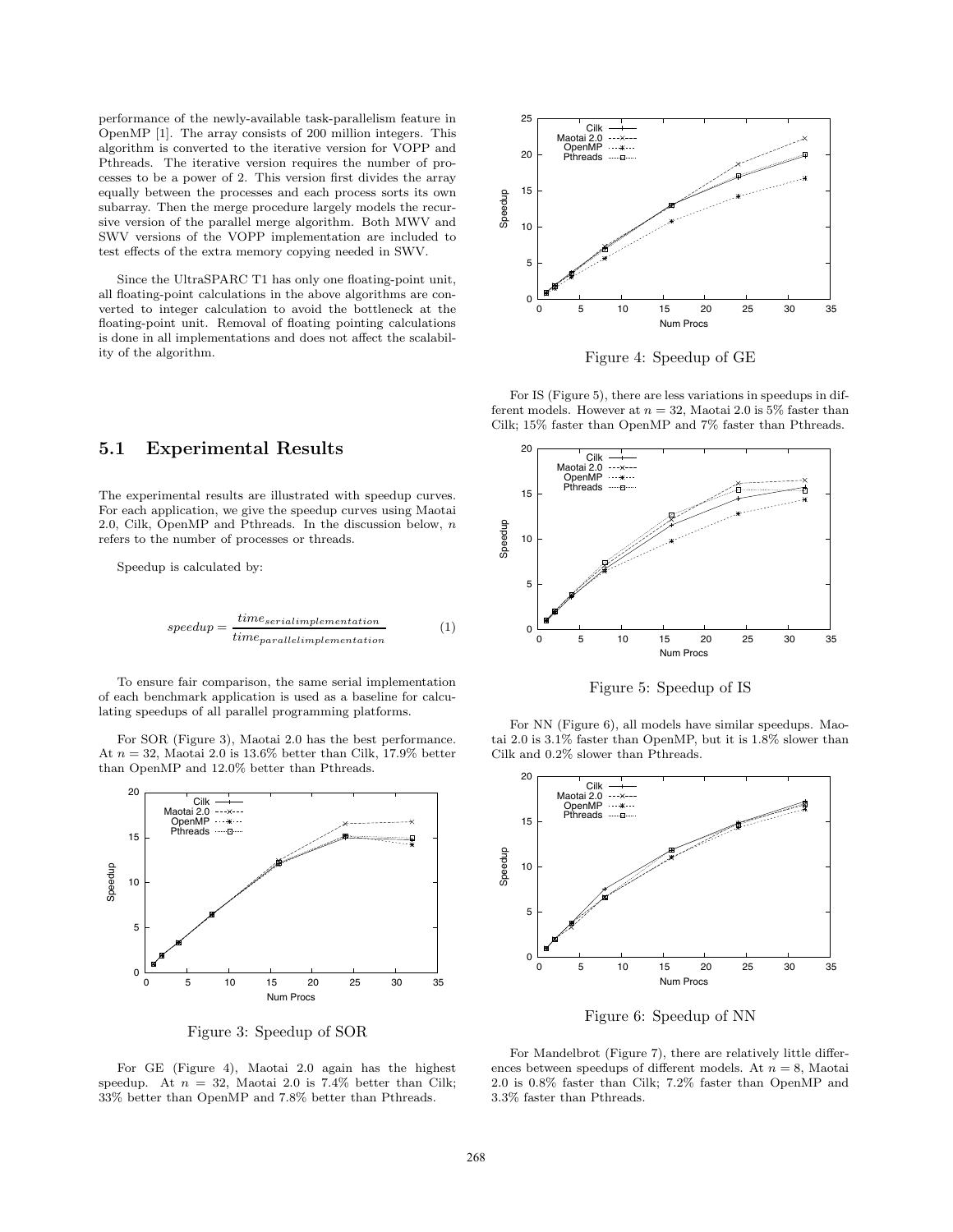performance of the newly-available task-parallelism feature in OpenMP [1]. The array consists of 200 million integers. This algorithm is converted to the iterative version for VOPP and Pthreads. The iterative version requires the number of processes to be a power of 2. This version first divides the array equally between the processes and each process sorts its own subarray. Then the merge procedure largely models the recursive version of the parallel merge algorithm. Both MWV and SWV versions of the VOPP implementation are included to test effects of the extra memory copying needed in SWV.

Since the UltraSPARC T1 has only one floating-point unit, all floating-point calculations in the above algorithms are converted to integer calculation to avoid the bottleneck at the floating-point unit. Removal of floating pointing calculations is done in all implementations and does not affect the scalability of the algorithm.

## 5.1 Experimental Results

The experimental results are illustrated with speedup curves. For each application, we give the speedup curves using Maotai 2.0, Cilk, OpenMP and Pthreads. In the discussion below, $n$ refers to the number of processes or threads.

Speedup is calculated by:

$$speedup = \frac{time_{serialimplementation}}{time_{parallelimplementation}} \quad (1)$$

To ensure fair comparison, the same serial implementation of each benchmark application is used as a baseline for calculating speedups of all parallel programming platforms.

For SOR (Figure 3), Maotai 2.0 has the best performance. At $n = 32$, Maotai 2.0 is 13.6% better than Cilk, 17.9% better than OpenMP and 12.0% better than Pthreads.

Figure 3: Speedup of SOR

For GE (Figure 4), Maotai 2.0 again has the highest speedup. At $n = 32$, Maotai 2.0 is 7.4% better than Cilk; 33% better than OpenMP and 7.8% better than Pthreads.

Figure 4: Speedup of GE

For IS (Figure 5), there are less variations in speedups in different models. However at $n = 32$, Maotai 2.0 is 5% faster than Cilk; 15% faster than OpenMP and 7% faster than Pthreads.

Figure 5: Speedup of IS

For NN (Figure 6), all models have similar speedups. Maotai 2.0 is 3.1% faster than OpenMP, but it is 1.8% slower than Cilk and 0.2% slower than Pthreads.

Figure 6: Speedup of NN

For Mandelbrot (Figure 7), there are relatively little differences between speedups of different models. At $n = 8$, Maotai 2.0 is 0.8% faster than Cilk; 7.2% faster than OpenMP and 3.3% faster than Pthreads.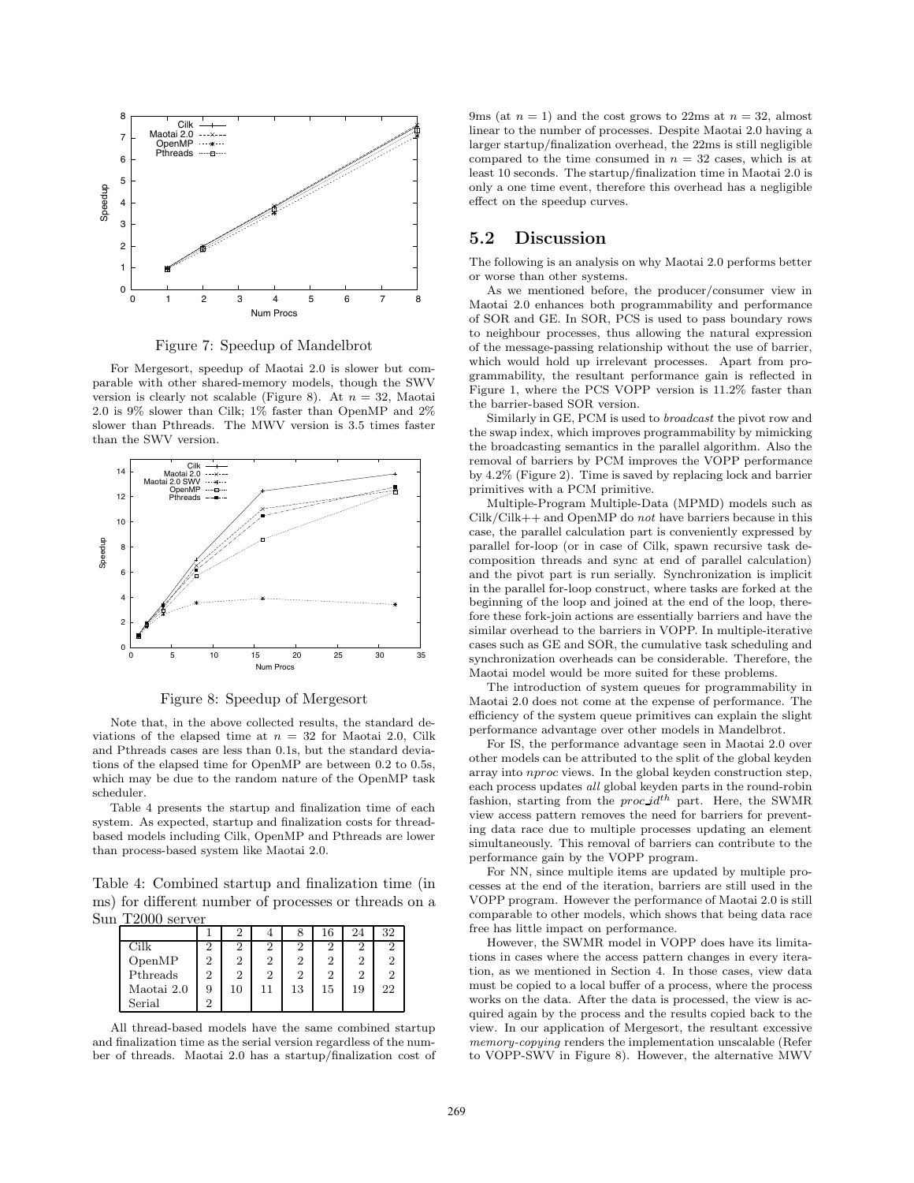8
7
6
5
4
3
2
1
0
Speedup
0 1 2 3 4 5 6 7 8
Num Procs
Cilk
Maotai 2.0
OpenMP
Pthreads

Figure 7: Speedup of Mandelbrot

For Mergesort, speedup of Maotai 2.0 is slower but comparable with other shared-memory models, though the SWV version is clearly not scalable (Figure 8). At $n = 32$, Maotai 2.0 is 9% slower than Cilk; 1% faster than OpenMP and 2% slower than Pthreads. The MWV version is 3.5 times faster than the SWV version.

14
12
10
8
6
4
2
0
Speedup
0 5 10 15 20 25 30 35
Num Procs
Cilk
Maotai 2.0
Maotai 2.0 SWV
OpenMP
Pthreads

Figure 8: Speedup of Mergesort

Note that, in the above collected results, the standard deviations of the elapsed time at $n = 32$ for Maotai 2.0, Cilk and Pthreads cases are less than 0.1s, but the standard deviations of the elapsed time for OpenMP are between 0.2 to 0.5s, which may be due to the random nature of the OpenMP task scheduler.

Table 4 presents the startup and finalization time of each system. As expected, startup and finalization costs for thread-based models including Cilk, OpenMP and Pthreads are lower than process-based system like Maotai 2.0.

Table 4: Combined startup and finalization time (in ms) for different number of processes or threads on a Sun T2000 server

| | 1 | 2 | 4 | 8 | 16 | 24 | 32 |
|---|---|---|---|---|---|---|---|
| Cilk | 2 | 2 | 2 | 2 | 2 | 2 | 2 |
| OpenMP | 2 | 2 | 2 | 2 | 2 | 2 | 2 |
| Pthreads | 2 | 2 | 2 | 2 | 2 | 2 | 2 |
| Maotai 2.0 | 9 | 10 | 11 | 13 | 15 | 19 | 22 |
| Serial | 2 | | | | | | |

All thread-based models have the same combined startup and finalization time as the serial version regardless of the number of threads. Maotai 2.0 has a startup/finalization cost of 9ms (at $n = 1$) and the cost grows to 22ms at $n = 32$, almost linear to the number of processes. Despite Maotai 2.0 having a larger startup/finalization overhead, the 22ms is still negligible compared to the time consumed in $n = 32$ cases, which is at least 10 seconds. The startup/finalization time in Maotai 2.0 is only a one time event, therefore this overhead has a negligible effect on the speedup curves.

## 5.2 Discussion

The following is an analysis on why Maotai 2.0 performs better or worse than other systems.

As we mentioned before, the producer/consumer view in Maotai 2.0 enhances both programmability and performance of SOR and GE. In SOR, PCS is used to pass boundary rows to neighbour processes, thus allowing the natural expression of the message-passing relationship without the use of barrier, which would hold up irrelevant processes. Apart from programmability, the resultant performance gain is reflected in Figure 1, where the PCS VOPP version is 11.2% faster than the barrier-based SOR version.

Similarly in GE, PCM is used to *broadcast* the pivot row and the swap index, which improves programmability by mimicking the broadcasting semantics in the parallel algorithm. Also the removal of barriers by PCM improves the VOPP performance by 4.2% (Figure 2). Time is saved by replacing lock and barrier primitives with a PCM primitive.

Multiple-Program Multiple-Data (MPMD) models such as Cilk/Cilk++ and OpenMP do *not* have barriers because in this case, the parallel calculation part is conveniently expressed by parallel for-loop (or in case of Cilk, spawn recursive task decomposition threads and sync at end of parallel calculation) and the pivot part is run serially. Synchronization is implicit in the parallel for-loop construct, where tasks are forked at the beginning of the loop and joined at the end of the loop, therefore these fork-join actions are essentially barriers and have the similar overhead to the barriers in VOPP. In multiple-iterative cases such as GE and SOR, the cumulative task scheduling and synchronization overheads can be considerable. Therefore, the Maotai model would be more suited for these problems.

The introduction of system queues for programmability in Maotai 2.0 does not come at the expense of performance. The efficiency of the system queue primitives can explain the slight performance advantage over other models in Mandelbrot.

For IS, the performance advantage seen in Maotai 2.0 over other models can be attributed to the split of the global keyden array into *nproc* views. In the global keyden construction step, each process updates *all* global keyden parts in the round-robin fashion, starting from the *proc_id*$^{th}$ part. Here, the SWMR view access pattern removes the need for barriers for preventing data race due to multiple processes updating an element simultaneously. This removal of barriers can contribute to the performance gain by the VOPP program.

For NN, since multiple items are updated by multiple processes at the end of the iteration, barriers are still used in the VOPP program. However the performance of Maotai 2.0 is still comparable to other models, which shows that being data race free has little impact on performance.

However, the SWMR model in VOPP does have its limitations in cases where the access pattern changes in every iteration, as we mentioned in Section 4. In those cases, view data must be copied to a local buffer of a process, where the process works on the data. After the data is processed, the view is acquired again by the process and the results copied back to the view. In our application of Mergesort, the resultant excessive *memory-copying* renders the implementation unscalable (Refer to VOPP-SWV in Figure 8). However, the alternative MWV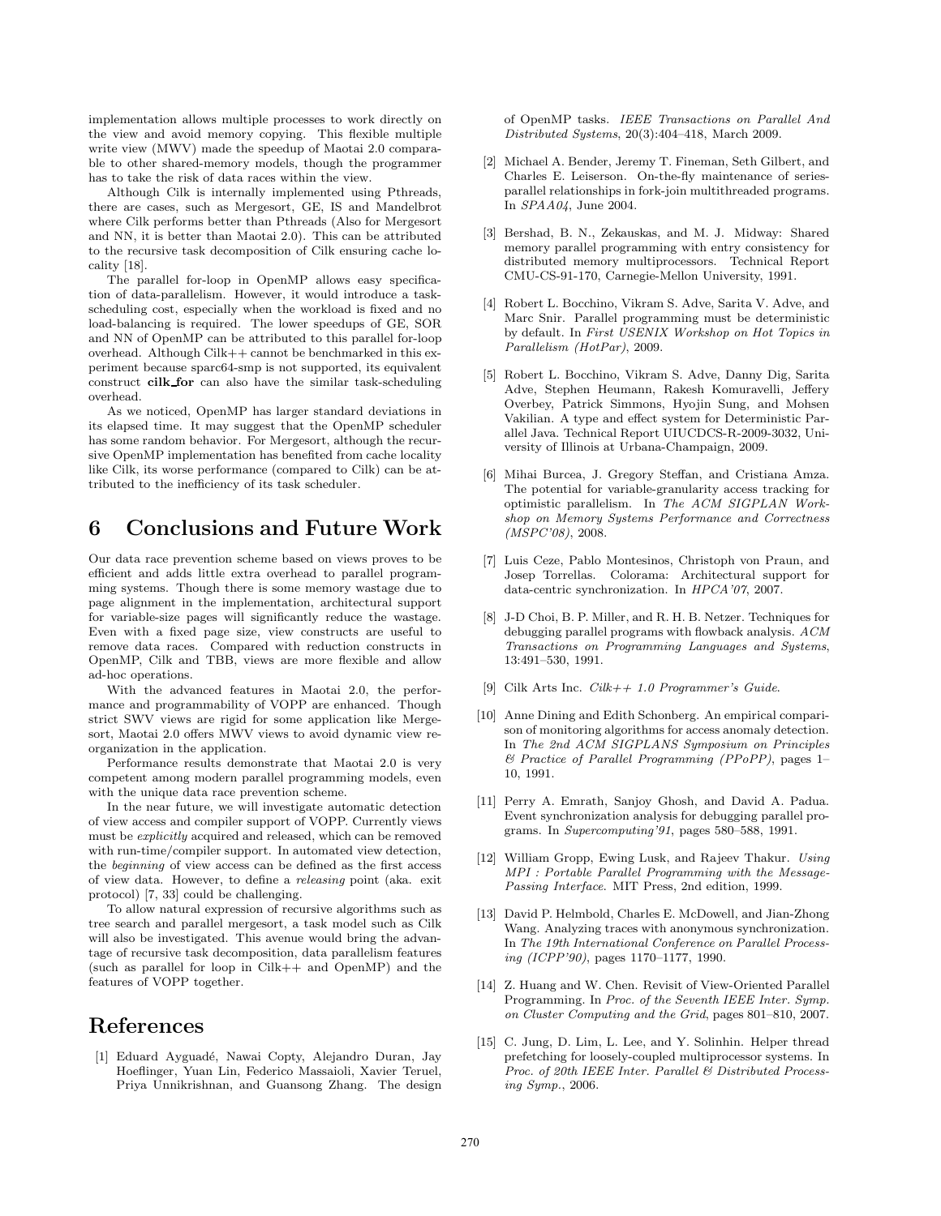implementation allows multiple processes to work directly on the view and avoid memory copying. This flexible multiple write view (MWV) made the speedup of Maotai 2.0 comparable to other shared-memory models, though the programmer has to take the risk of data races within the view.

Although Cilk is internally implemented using Pthreads, there are cases, such as Mergesort, GE, IS and Mandelbrot where Cilk performs better than Pthreads (Also for Mergesort and NN, it is better than Maotai 2.0). This can be attributed to the recursive task decomposition of Cilk ensuring cache locality [18].

The parallel for-loop in OpenMP allows easy specification of data-parallelism. However, it would introduce a task-scheduling cost, especially when the workload is fixed and no load-balancing is required. The lower speedups of GE, SOR and NN of OpenMP can be attributed to this parallel for-loop overhead. Although Cilk++ cannot be benchmarked in this experiment because sparc64-smp is not supported, its equivalent construct **cilk_for** can also have the similar task-scheduling overhead.

As we noticed, OpenMP has larger standard deviations in its elapsed time. It may suggest that the OpenMP scheduler has some random behavior. For Mergesort, although the recursive OpenMP implementation has benefited from cache locality like Cilk, its worse performance (compared to Cilk) can be attributed to the inefficiency of its task scheduler.

# 6 Conclusions and Future Work

Our data race prevention scheme based on views proves to be efficient and adds little extra overhead to parallel programming systems. Though there is some memory wastage due to page alignment in the implementation, architectural support for variable-size pages will significantly reduce the wastage. Even with a fixed page size, view constructs are useful to remove data races. Compared with reduction constructs in OpenMP, Cilk and TBB, views are more flexible and allow ad-hoc operations.

With the advanced features in Maotai 2.0, the performance and programmability of VOPP are enhanced. Though strict SWV views are rigid for some application like Mergesort, Maotai 2.0 offers MWV views to avoid dynamic view reorganization in the application.

Performance results demonstrate that Maotai 2.0 is very competent among modern parallel programming models, even with the unique data race prevention scheme.

In the near future, we will investigate automatic detection of view access and compiler support of VOPP. Currently views must be *explicitly* acquired and released, which can be removed with run-time/compiler support. In automated view detection, the *beginning* of view access can be defined as the first access of view data. However, to define a *releasing* point (aka. exit protocol) [7, 33] could be challenging.

To allow natural expression of recursive algorithms such as tree search and parallel mergesort, a task model such as Cilk will also be investigated. This avenue would bring the advantage of recursive task decomposition, data parallelism features (such as parallel for loop in Cilk++ and OpenMP) and the features of VOPP together.

# References

[1] Eduard Ayguadé, Nawai Copty, Alejandro Duran, Jay Hoeflinger, Yuan Lin, Federico Massaioli, Xavier Teruel, Priya Unnikrishnan, and Guansong Zhang. The design of OpenMP tasks. *IEEE Transactions on Parallel And Distributed Systems*, 20(3):404–418, March 2009.

[2] Michael A. Bender, Jeremy T. Fineman, Seth Gilbert, and Charles E. Leiserson. On-the-fly maintenance of series-parallel relationships in fork-join multithreaded programs. In *SPAA04*, June 2004.

[3] Bershad, B. N., Zekauskas, and M. J. Midway: Shared memory parallel programming with entry consistency for distributed memory multiprocessors. Technical Report CMU-CS-91-170, Carnegie-Mellon University, 1991.

[4] Robert L. Bocchino, Vikram S. Adve, Sarita V. Adve, and Marc Snir. Parallel programming must be deterministic by default. In *First USENIX Workshop on Hot Topics in Parallelism (HotPar)*, 2009.

[5] Robert L. Bocchino, Vikram S. Adve, Danny Dig, Sarita Adve, Stephen Heumann, Rakesh Komuravelli, Jeffery Overbey, Patrick Simmons, Hyojin Sung, and Mohsen Vakilian. A type and effect system for Deterministic Parallel Java. Technical Report UIUCDCS-R-2009-3032, University of Illinois at Urbana-Champaign, 2009.

[6] Mihai Burcea, J. Gregory Steffan, and Cristiana Amza. The potential for variable-granularity access tracking for optimistic parallelism. In *The ACM SIGPLAN Workshop on Memory Systems Performance and Correctness (MSPC'08)*, 2008.

[7] Luis Ceze, Pablo Montesinos, Christoph von Praun, and Josep Torrellas. Colorama: Architectural support for data-centric synchronization. In *HPCA'07*, 2007.

[8] J-D Choi, B. P. Miller, and R. H. B. Netzer. Techniques for debugging parallel programs with flowback analysis. *ACM Transactions on Programming Languages and Systems*, 13:491–530, 1991.

[9] Cilk Arts Inc. *Cilk++ 1.0 Programmer's Guide*.

[10] Anne Dining and Edith Schonberg. An empirical comparison of monitoring algorithms for access anomaly detection. In *The 2nd ACM SIGPLANS Symposium on Principles & Practice of Parallel Programming (PPoPP)*, pages 1–10, 1991.

[11] Perry A. Emrath, Sanjoy Ghosh, and David A. Padua. Event synchronization analysis for debugging parallel programs. In *Supercomputing'91*, pages 580–588, 1991.

[12] William Gropp, Ewing Lusk, and Rajeev Thakur. *Using MPI : Portable Parallel Programming with the Message-Passing Interface*. MIT Press, 2nd edition, 1999.

[13] David P. Helmbold, Charles E. McDowell, and Jian-Zhong Wang. Analyzing traces with anonymous synchronization. In *The 19th International Conference on Parallel Processing (ICPP'90)*, pages 1170–1177, 1990.

[14] Z. Huang and W. Chen. Revisit of View-Oriented Parallel Programming. In *Proc. of the Seventh IEEE Inter. Symp. on Cluster Computing and the Grid*, pages 801–810, 2007.

[15] C. Jung, D. Lim, L. Lee, and Y. Solinhin. Helper thread prefetching for loosely-coupled multiprocessor systems. In *Proc. of 20th IEEE Inter. Parallel & Distributed Processing Symp.*, 2006.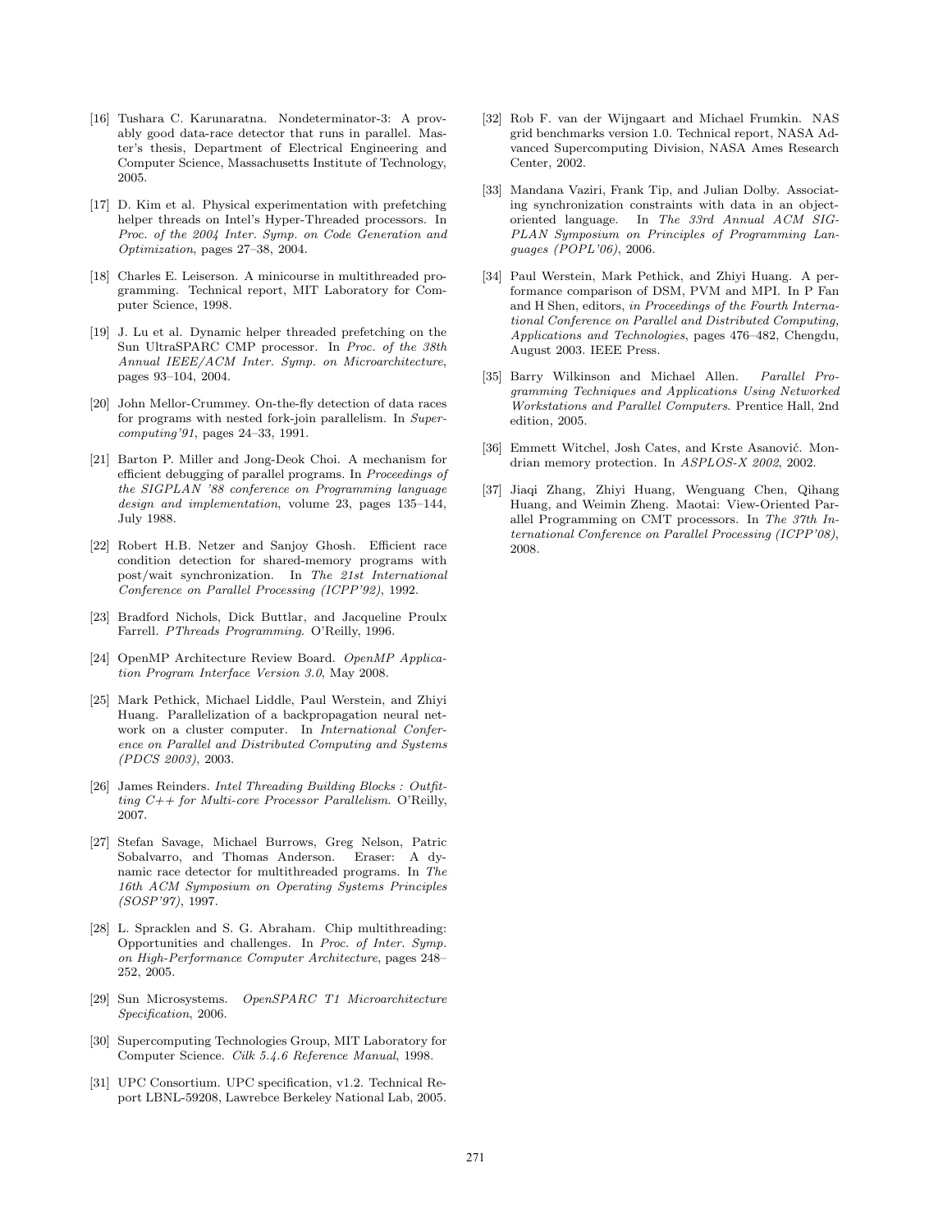[16] Tushara C. Karunaratna. Nondeterminator-3: A provably good data-race detector that runs in parallel. Master's thesis, Department of Electrical Engineering and Computer Science, Massachusetts Institute of Technology, 2005.

[17] D. Kim et al. Physical experimentation with prefetching helper threads on Intel's Hyper-Threaded processors. In *Proc. of the 2004 Inter. Symp. on Code Generation and Optimization*, pages 27–38, 2004.

[18] Charles E. Leiserson. A minicourse in multithreaded programming. Technical report, MIT Laboratory for Computer Science, 1998.

[19] J. Lu et al. Dynamic helper threaded prefetching on the Sun UltraSPARC CMP processor. In *Proc. of the 38th Annual IEEE/ACM Inter. Symp. on Microarchitecture*, pages 93–104, 2004.

[20] John Mellor-Crummey. On-the-fly detection of data races for programs with nested fork-join parallelism. In *Supercomputing'91*, pages 24–33, 1991.

[21] Barton P. Miller and Jong-Deok Choi. A mechanism for efficient debugging of parallel programs. In *Proceedings of the SIGPLAN '88 conference on Programming language design and implementation*, volume 23, pages 135–144, July 1988.

[22] Robert H.B. Netzer and Sanjoy Ghosh. Efficient race condition detection for shared-memory programs with post/wait synchronization. In *The 21st International Conference on Parallel Processing (ICPP'92)*, 1992.

[23] Bradford Nichols, Dick Buttlar, and Jacqueline Proulx Farrell. *PThreads Programming*. O'Reilly, 1996.

[24] OpenMP Architecture Review Board. *OpenMP Application Program Interface Version 3.0*, May 2008.

[25] Mark Pethick, Michael Liddle, Paul Werstein, and Zhiyi Huang. Parallelization of a backpropagation neural network on a cluster computer. In *International Conference on Parallel and Distributed Computing and Systems (PDCS 2003)*, 2003.

[26] James Reinders. *Intel Threading Building Blocks : Outfitting C++ for Multi-core Processor Parallelism*. O'Reilly, 2007.

[27] Stefan Savage, Michael Burrows, Greg Nelson, Patric Sobalvarro, and Thomas Anderson. Eraser: A dynamic race detector for multithreaded programs. In *The 16th ACM Symposium on Operating Systems Principles (SOSP'97)*, 1997.

[28] L. Spracklen and S. G. Abraham. Chip multithreading: Opportunities and challenges. In *Proc. of Inter. Symp. on High-Performance Computer Architecture*, pages 248–252, 2005.

[29] Sun Microsystems. *OpenSPARC T1 Microarchitecture Specification*, 2006.

[30] Supercomputing Technologies Group, MIT Laboratory for Computer Science. *Cilk 5.4.6 Reference Manual*, 1998.

[31] UPC Consortium. UPC specification, v1.2. Technical Report LBNL-59208, Lawrebce Berkeley National Lab, 2005.

[32] Rob F. van der Wijngaart and Michael Frumkin. NAS grid benchmarks version 1.0. Technical report, NASA Advanced Supercomputing Division, NASA Ames Research Center, 2002.

[33] Mandana Vaziri, Frank Tip, and Julian Dolby. Associating synchronization constraints with data in an object-oriented language. In *The 33rd Annual ACM SIGPLAN Symposium on Principles of Programming Languages (POPL'06)*, 2006.

[34] Paul Werstein, Mark Pethick, and Zhiyi Huang. A performance comparison of DSM, PVM and MPI. In P Fan and H Shen, editors, *in Proceedings of the Fourth International Conference on Parallel and Distributed Computing, Applications and Technologies*, pages 476–482, Chengdu, August 2003. IEEE Press.

[35] Barry Wilkinson and Michael Allen. *Parallel Programming Techniques and Applications Using Networked Workstations and Parallel Computers*. Prentice Hall, 2nd edition, 2005.

[36] Emmett Witchel, Josh Cates, and Krste Asanović. Mondrian memory protection. In *ASPLOS-X 2002*, 2002.

[37] Jiaqi Zhang, Zhiyi Huang, Wenguang Chen, Qihang Huang, and Weimin Zheng. Maotai: View-Oriented Parallel Programming on CMT processors. In *The 37th International Conference on Parallel Processing (ICPP'08)*, 2008.